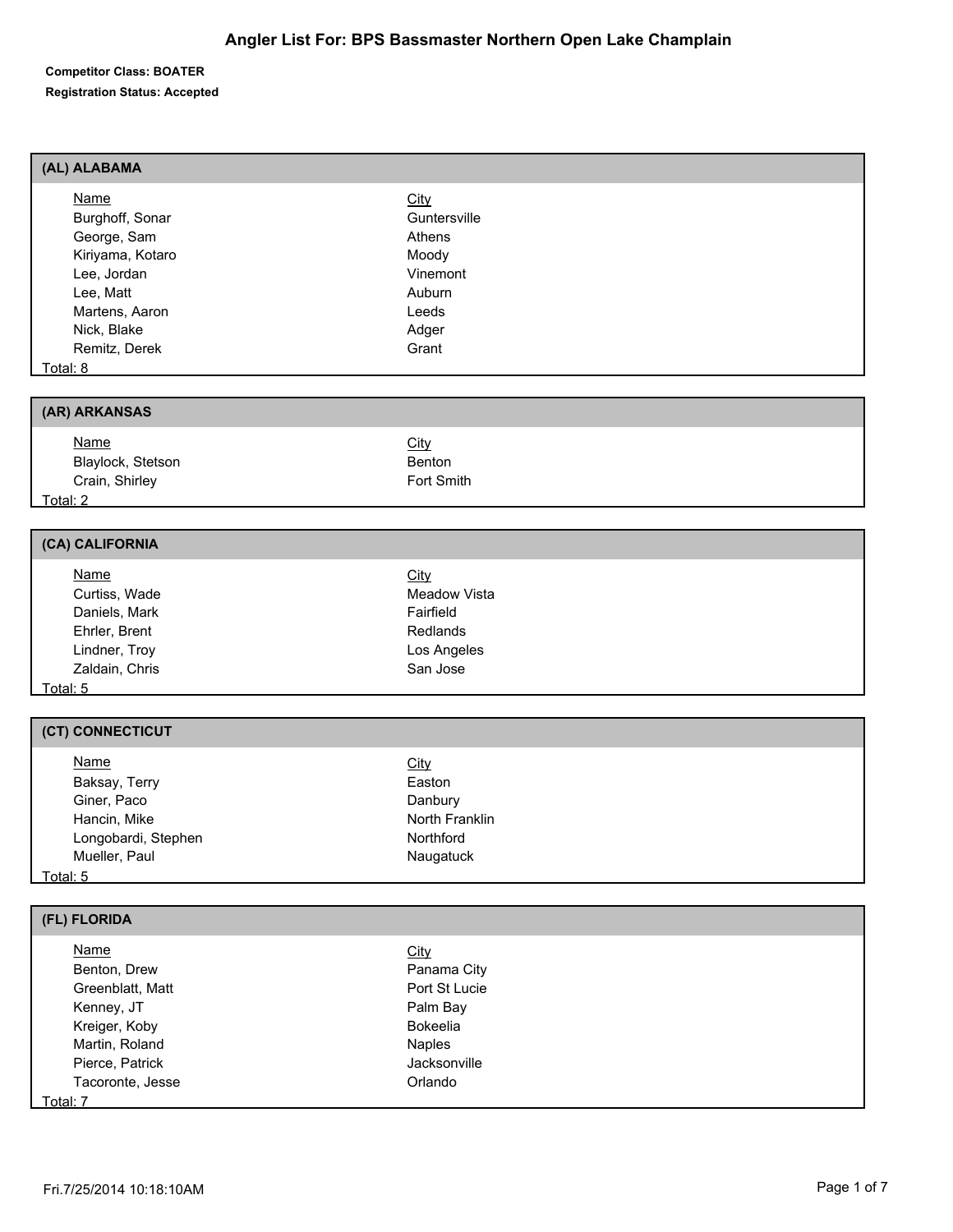# Angler List For: BPS Bassmaster Northern Open Lake Champlain

**Competitor Class: BOATER**

**Registration Status: Accepted**

## (AL) ALABAMA

| Name | City |
|---|---|
| Burghoff, Sonar | Guntersville |
| George, Sam | Athens |
| Kiriyama, Kotaro | Moody |
| Lee, Jordan | Vinemont |
| Lee, Matt | Auburn |
| Martens, Aaron | Leeds |
| Nick, Blake | Adger |
| Remitz, Derek | Grant |

Total: 8

## (AR) ARKANSAS

| Name | City |
|---|---|
| Blaylock, Stetson | Benton |
| Crain, Shirley | Fort Smith |

Total: 2

## (CA) CALIFORNIA

| Name | City |
|---|---|
| Curtiss, Wade | Meadow Vista |
| Daniels, Mark | Fairfield |
| Ehrler, Brent | Redlands |
| Lindner, Troy | Los Angeles |
| Zaldain, Chris | San Jose |

Total: 5

## (CT) CONNECTICUT

| Name | City |
|---|---|
| Baksay, Terry | Easton |
| Giner, Paco | Danbury |
| Hancin, Mike | North Franklin |
| Longobardi, Stephen | Northford |
| Mueller, Paul | Naugatuck |

Total: 5

## (FL) FLORIDA

| Name | City |
|---|---|
| Benton, Drew | Panama City |
| Greenblatt, Matt | Port St Lucie |
| Kenney, JT | Palm Bay |
| Kreiger, Koby | Bokeelia |
| Martin, Roland | Naples |
| Pierce, Patrick | Jacksonville |
| Tacoronte, Jesse | Orlando |

Total: 7

Fri.7/25/2014 10:18:10AM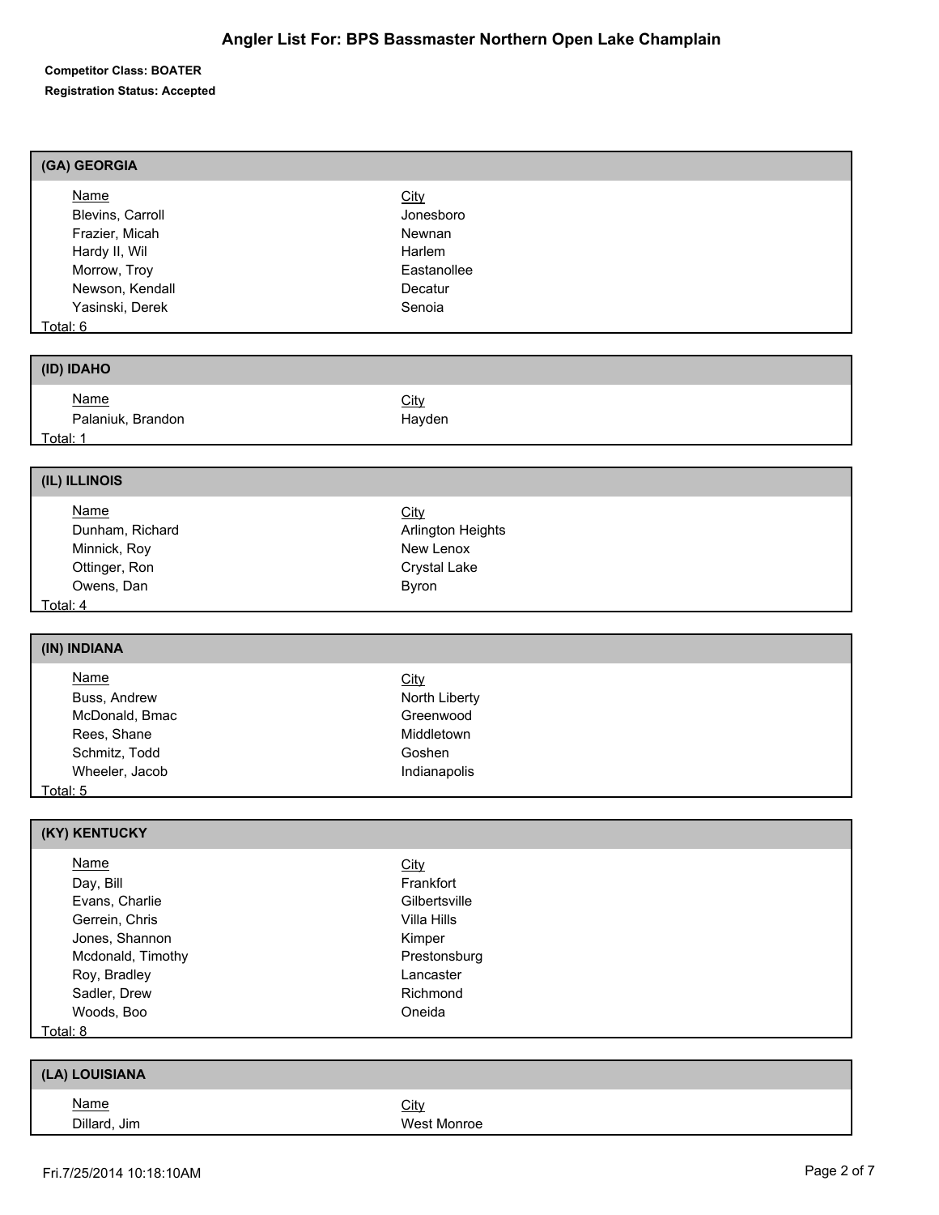# Angler List For: BPS Bassmaster Northern Open Lake Champlain

**Competitor Class: BOATER**

**Registration Status: Accepted**

## (GA) GEORGIA

| Name | City |
| --- | --- |
| Blevins, Carroll | Jonesboro |
| Frazier, Micah | Newnan |
| Hardy II, Wil | Harlem |
| Morrow, Troy | Eastanollee |
| Newson, Kendall | Decatur |
| Yasinski, Derek | Senoia |

Total: 6

## (ID) IDAHO

| Name | City |
| --- | --- |
| Palaniuk, Brandon | Hayden |

Total: 1

## (IL) ILLINOIS

| Name | City |
| --- | --- |
| Dunham, Richard | Arlington Heights |
| Minnick, Roy | New Lenox |
| Ottinger, Ron | Crystal Lake |
| Owens, Dan | Byron |

Total: 4

## (IN) INDIANA

| Name | City |
| --- | --- |
| Buss, Andrew | North Liberty |
| McDonald, Bmac | Greenwood |
| Rees, Shane | Middletown |
| Schmitz, Todd | Goshen |
| Wheeler, Jacob | Indianapolis |

Total: 5

## (KY) KENTUCKY

| Name | City |
| --- | --- |
| Day, Bill | Frankfort |
| Evans, Charlie | Gilbertsville |
| Gerrein, Chris | Villa Hills |
| Jones, Shannon | Kimper |
| Mcdonald, Timothy | Prestonsburg |
| Roy, Bradley | Lancaster |
| Sadler, Drew | Richmond |
| Woods, Boo | Oneida |

Total: 8

## (LA) LOUISIANA

| Name | City |
| --- | --- |
| Dillard, Jim | West Monroe |

Fri.7/25/2014 10:18:10AM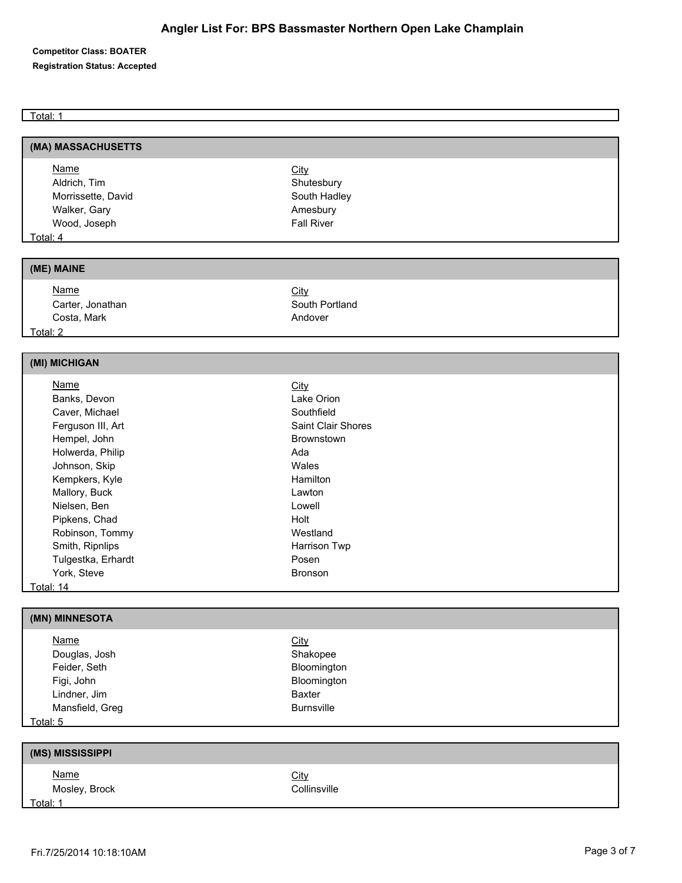# Angler List For: BPS Bassmaster Northern Open Lake Champlain

**Competitor Class: BOATER**

**Registration Status: Accepted**

Total: 1

## (MA) MASSACHUSETTS

| Name | City |
| --- | --- |
| Aldrich, Tim | Shutesbury |
| Morrissette, David | South Hadley |
| Walker, Gary | Amesbury |
| Wood, Joseph | Fall River |

Total: 4

## (ME) MAINE

| Name | City |
| --- | --- |
| Carter, Jonathan | South Portland |
| Costa, Mark | Andover |

Total: 2

## (MI) MICHIGAN

| Name | City |
| --- | --- |
| Banks, Devon | Lake Orion |
| Caver, Michael | Southfield |
| Ferguson III, Art | Saint Clair Shores |
| Hempel, John | Brownstown |
| Holwerda, Philip | Ada |
| Johnson, Skip | Wales |
| Kempkers, Kyle | Hamilton |
| Mallory, Buck | Lawton |
| Nielsen, Ben | Lowell |
| Pipkens, Chad | Holt |
| Robinson, Tommy | Westland |
| Smith, Ripnlips | Harrison Twp |
| Tulgestka, Erhardt | Posen |
| York, Steve | Bronson |

Total: 14

## (MN) MINNESOTA

| Name | City |
| --- | --- |
| Douglas, Josh | Shakopee |
| Feider, Seth | Bloomington |
| Figi, John | Bloomington |
| Lindner, Jim | Baxter |
| Mansfield, Greg | Burnsville |

Total: 5

## (MS) MISSISSIPPI

| Name | City |
| --- | --- |
| Mosley, Brock | Collinsville |

Total: 1

Fri.7/25/2014 10:18:10AM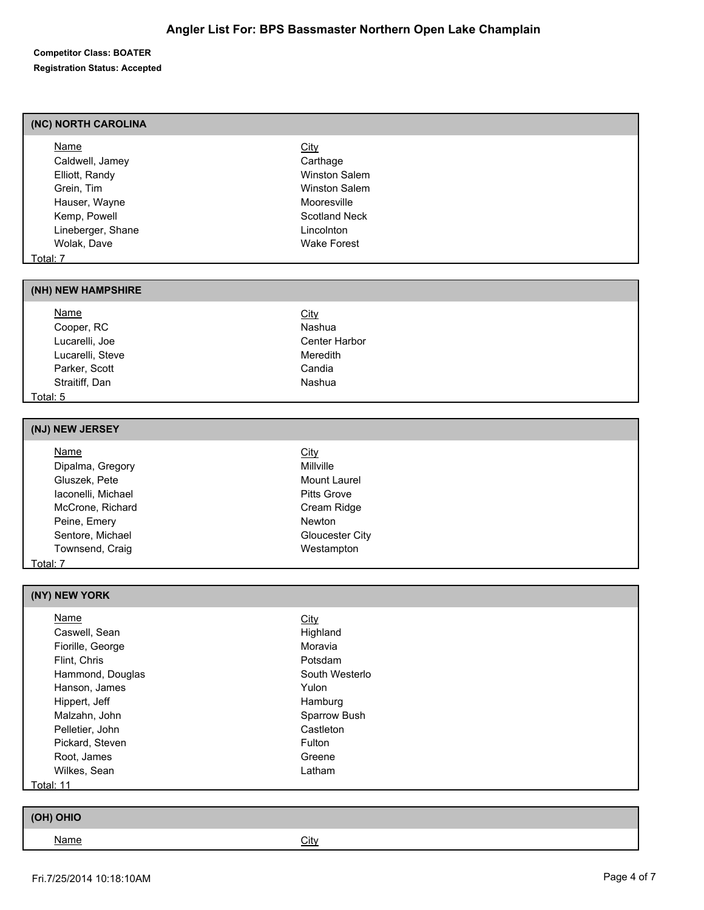# Angler List For: BPS Bassmaster Northern Open Lake Champlain

**Competitor Class: BOATER**

**Registration Status: Accepted**

## (NC) NORTH CAROLINA

| Name | City |
|---|---|
| Caldwell, Jamey | Carthage |
| Elliott, Randy | Winston Salem |
| Grein, Tim | Winston Salem |
| Hauser, Wayne | Mooresville |
| Kemp, Powell | Scotland Neck |
| Lineberger, Shane | Lincolnton |
| Wolak, Dave | Wake Forest |

Total: 7

## (NH) NEW HAMPSHIRE

| Name | City |
|---|---|
| Cooper, RC | Nashua |
| Lucarelli, Joe | Center Harbor |
| Lucarelli, Steve | Meredith |
| Parker, Scott | Candia |
| Straitiff, Dan | Nashua |

Total: 5

## (NJ) NEW JERSEY

| Name | City |
|---|---|
| Dipalma, Gregory | Millville |
| Gluszek, Pete | Mount Laurel |
| Iaconelli, Michael | Pitts Grove |
| McCrone, Richard | Cream Ridge |
| Peine, Emery | Newton |
| Sentore, Michael | Gloucester City |
| Townsend, Craig | Westampton |

Total: 7

## (NY) NEW YORK

| Name | City |
|---|---|
| Caswell, Sean | Highland |
| Fiorille, George | Moravia |
| Flint, Chris | Potsdam |
| Hammond, Douglas | South Westerlo |
| Hanson, James | Yulon |
| Hippert, Jeff | Hamburg |
| Malzahn, John | Sparrow Bush |
| Pelletier, John | Castleton |
| Pickard, Steven | Fulton |
| Root, James | Greene |
| Wilkes, Sean | Latham |

Total: 11

## (OH) OHIO

| Name | City |
|---|---|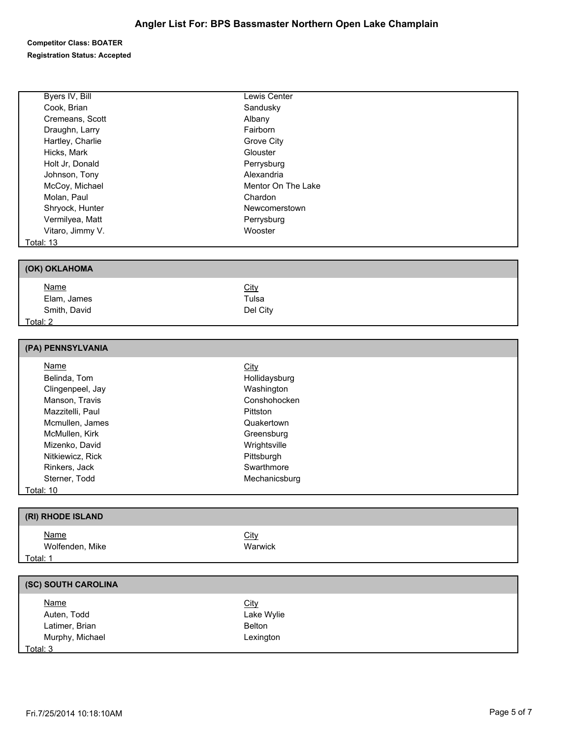# Angler List For: BPS Bassmaster Northern Open Lake Champlain

**Competitor Class: BOATER**

**Registration Status: Accepted**

| Name | City |
|---|---|
| Byers IV, Bill | Lewis Center |
| Cook, Brian | Sandusky |
| Cremeans, Scott | Albany |
| Draughn, Larry | Fairborn |
| Hartley, Charlie | Grove City |
| Hicks, Mark | Glouster |
| Holt Jr, Donald | Perrysburg |
| Johnson, Tony | Alexandria |
| McCoy, Michael | Mentor On The Lake |
| Molan, Paul | Chardon |
| Shryock, Hunter | Newcomerstown |
| Vermilyea, Matt | Perrysburg |
| Vitaro, Jimmy V. | Wooster |

Total: 13

## (OK) OKLAHOMA

| Name | City |
|---|---|
| Elam, James | Tulsa |
| Smith, David | Del City |

Total: 2

## (PA) PENNSYLVANIA

| Name | City |
|---|---|
| Belinda, Tom | Hollidaysburg |
| Clingenpeel, Jay | Washington |
| Manson, Travis | Conshohocken |
| Mazzitelli, Paul | Pittston |
| Mcmullen, James | Quakertown |
| McMullen, Kirk | Greensburg |
| Mizenko, David | Wrightsville |
| Nitkiewicz, Rick | Pittsburgh |
| Rinkers, Jack | Swarthmore |
| Sterner, Todd | Mechanicsburg |

Total: 10

## (RI) RHODE ISLAND

| Name | City |
|---|---|
| Wolfenden, Mike | Warwick |

Total: 1

## (SC) SOUTH CAROLINA

| Name | City |
|---|---|
| Auten, Todd | Lake Wylie |
| Latimer, Brian | Belton |
| Murphy, Michael | Lexington |

Total: 3

Fri.7/25/2014 10:18:10AM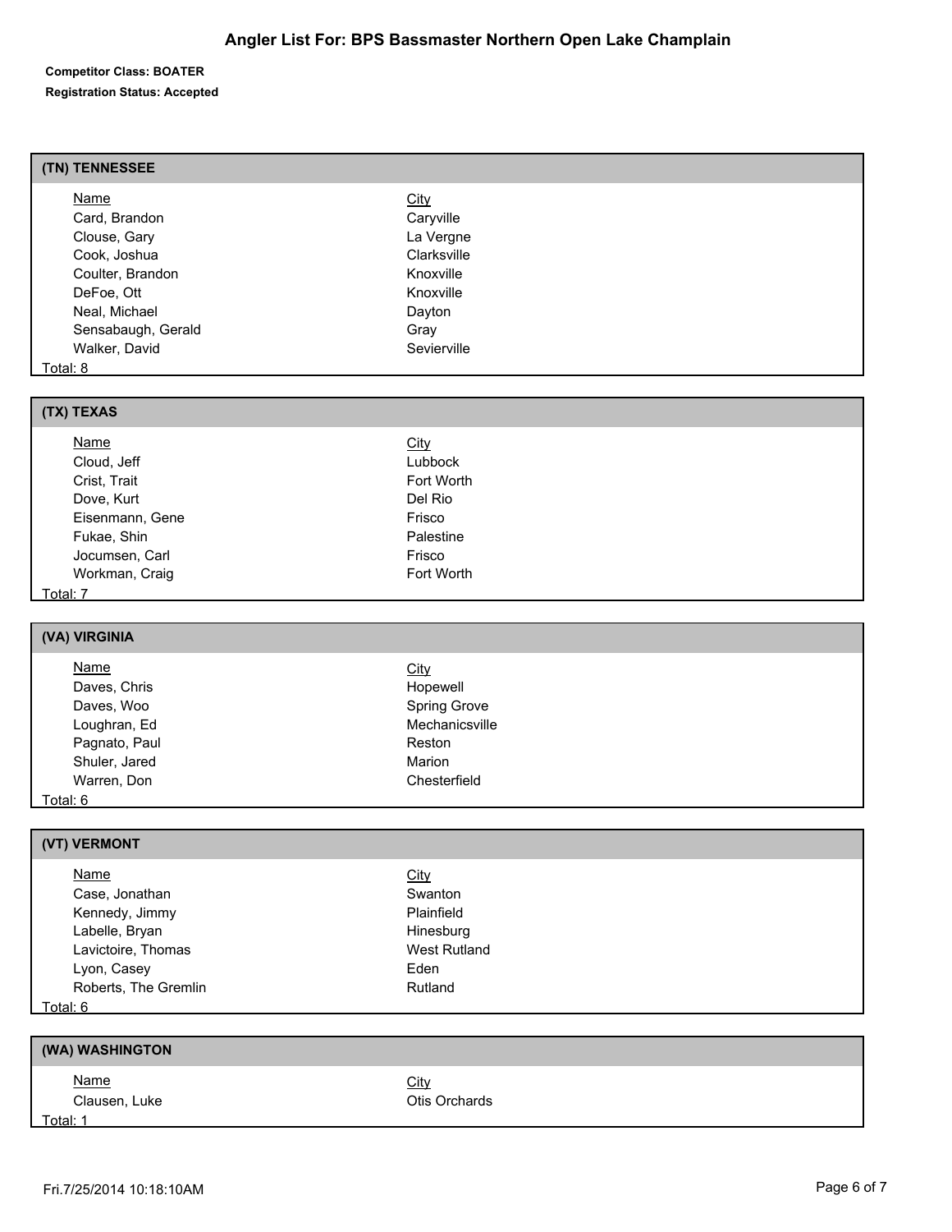# Angler List For: BPS Bassmaster Northern Open Lake Champlain

**Competitor Class: BOATER**
**Registration Status: Accepted**

## (TN) TENNESSEE

| Name | City |
|---|---|
| Card, Brandon | Caryville |
| Clouse, Gary | La Vergne |
| Cook, Joshua | Clarksville |
| Coulter, Brandon | Knoxville |
| DeFoe, Ott | Knoxville |
| Neal, Michael | Dayton |
| Sensabaugh, Gerald | Gray |
| Walker, David | Sevierville |

Total: 8

## (TX) TEXAS

| Name | City |
|---|---|
| Cloud, Jeff | Lubbock |
| Crist, Trait | Fort Worth |
| Dove, Kurt | Del Rio |
| Eisenmann, Gene | Frisco |
| Fukae, Shin | Palestine |
| Jocumsen, Carl | Frisco |
| Workman, Craig | Fort Worth |

Total: 7

## (VA) VIRGINIA

| Name | City |
|---|---|
| Daves, Chris | Hopewell |
| Daves, Woo | Spring Grove |
| Loughran, Ed | Mechanicsville |
| Pagnato, Paul | Reston |
| Shuler, Jared | Marion |
| Warren, Don | Chesterfield |

Total: 6

## (VT) VERMONT

| Name | City |
|---|---|
| Case, Jonathan | Swanton |
| Kennedy, Jimmy | Plainfield |
| Labelle, Bryan | Hinesburg |
| Lavictoire, Thomas | West Rutland |
| Lyon, Casey | Eden |
| Roberts, The Gremlin | Rutland |

Total: 6

## (WA) WASHINGTON

| Name | City |
|---|---|
| Clausen, Luke | Otis Orchards |

Total: 1

Fri.7/25/2014 10:18:10AM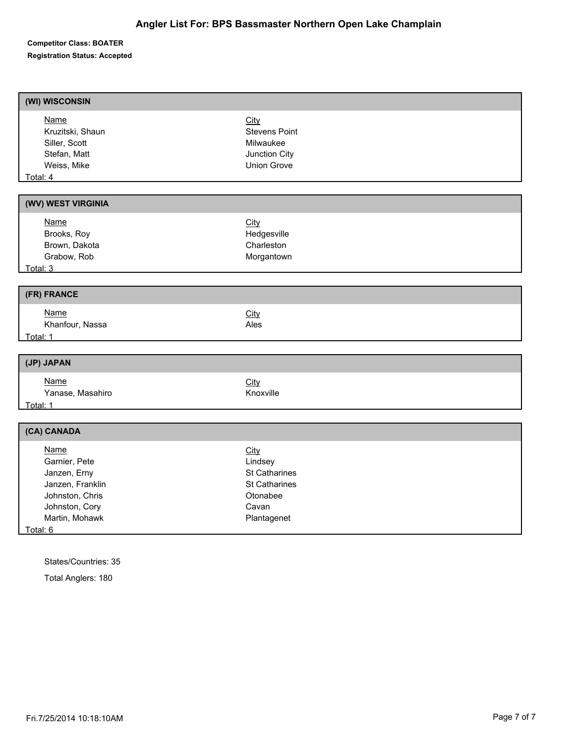# Angler List For: BPS Bassmaster Northern Open Lake Champlain

**Competitor Class: BOATER**

**Registration Status: Accepted**

## (WI) WISCONSIN

| Name | City |
| --- | --- |
| Kruzitski, Shaun | Stevens Point |
| Siller, Scott | Milwaukee |
| Stefan, Matt | Junction City |
| Weiss, Mike | Union Grove |

Total: 4

## (WV) WEST VIRGINIA

| Name | City |
| --- | --- |
| Brooks, Roy | Hedgesville |
| Brown, Dakota | Charleston |
| Grabow, Rob | Morgantown |

Total: 3

## (FR) FRANCE

| Name | City |
| --- | --- |
| Khanfour, Nassa | Ales |

Total: 1

## (JP) JAPAN

| Name | City |
| --- | --- |
| Yanase, Masahiro | Knoxville |

Total: 1

## (CA) CANADA

| Name | City |
| --- | --- |
| Garnier, Pete | Lindsey |
| Janzen, Erny | St Catharines |
| Janzen, Franklin | St Catharines |
| Johnston, Chris | Otonabee |
| Johnston, Cory | Cavan |
| Martin, Mohawk | Plantagenet |

Total: 6

States/Countries: 35

Total Anglers: 180

Fri.7/25/2014 10:18:10AM